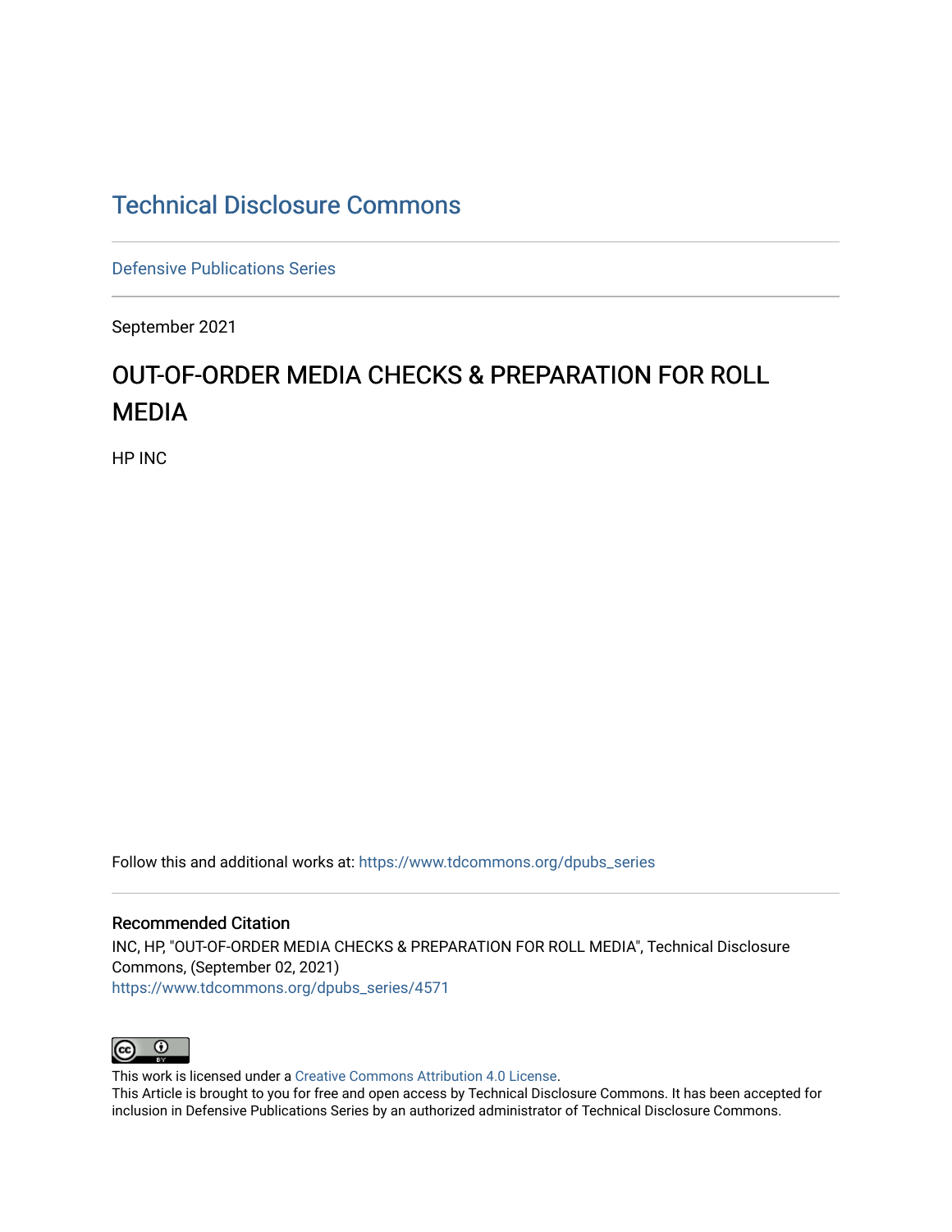# Technical Disclosure Commons

Defensive Publications Series

September 2021

## OUT-OF-ORDER MEDIA CHECKS & PREPARATION FOR ROLL MEDIA

HP INC

Follow this and additional works at: https://www.tdcommons.org/dpubs_series

### Recommended Citation

INC, HP, "OUT-OF-ORDER MEDIA CHECKS & PREPARATION FOR ROLL MEDIA", Technical Disclosure Commons, (September 02, 2021)
https://www.tdcommons.org/dpubs_series/4571

This work is licensed under a Creative Commons Attribution 4.0 License.
This Article is brought to you for free and open access by Technical Disclosure Commons. It has been accepted for inclusion in Defensive Publications Series by an authorized administrator of Technical Disclosure Commons.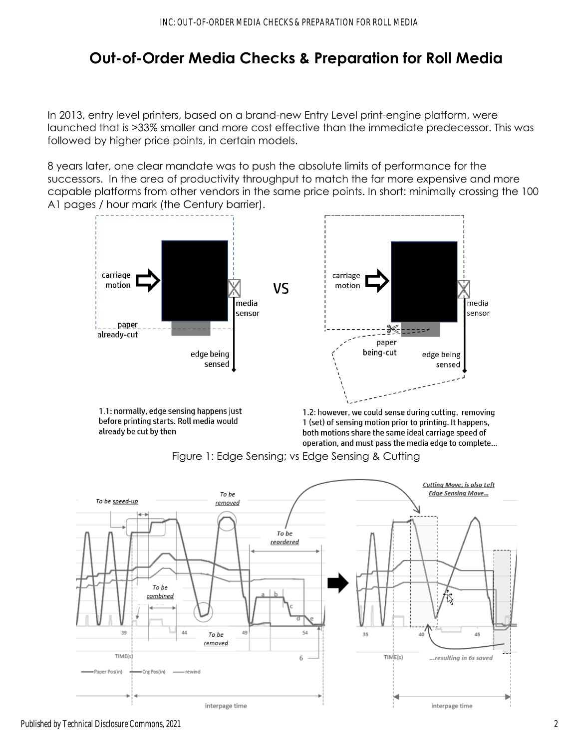# Out-of-Order Media Checks & Preparation for Roll Media

In 2013, entry level printers, based on a brand-new Entry Level print-engine platform, were launched that is >33% smaller and more cost effective than the immediate predecessor. This was followed by higher price points, in certain models.

8 years later, one clear mandate was to push the absolute limits of performance for the successors. In the area of productivity throughput to match the far more expensive and more capable platforms from other vendors in the same price points. In short: minimally crossing the 100 A1 pages / hour mark (the Century barrier).

carriage motion

media sensor

paper already-cut

edge being sensed

VS

carriage motion

media sensor

paper being-cut

edge being sensed

1.1: normally, edge sensing happens just before printing starts. Roll media would already be cut by then

1.2: however, we could sense during cutting, removing 1 (set) of sensing motion prior to printing. It happens, both motions share the same ideal carriage speed of operation, and must pass the media edge to complete...

Figure 1: Edge Sensing; vs Edge Sensing & Cutting

To be speed-up

To be removed

To be reordered

To be combined

To be removed

a b c d e

39 44 49 54

TIME(s)

6

Paper Pos(in) Crg Pos(in) rewind

interpage time

Cutting Move, is also Left Edge Sensing Move...

35 40 45

TIME(s)

...resulting in 6s saved

interpage time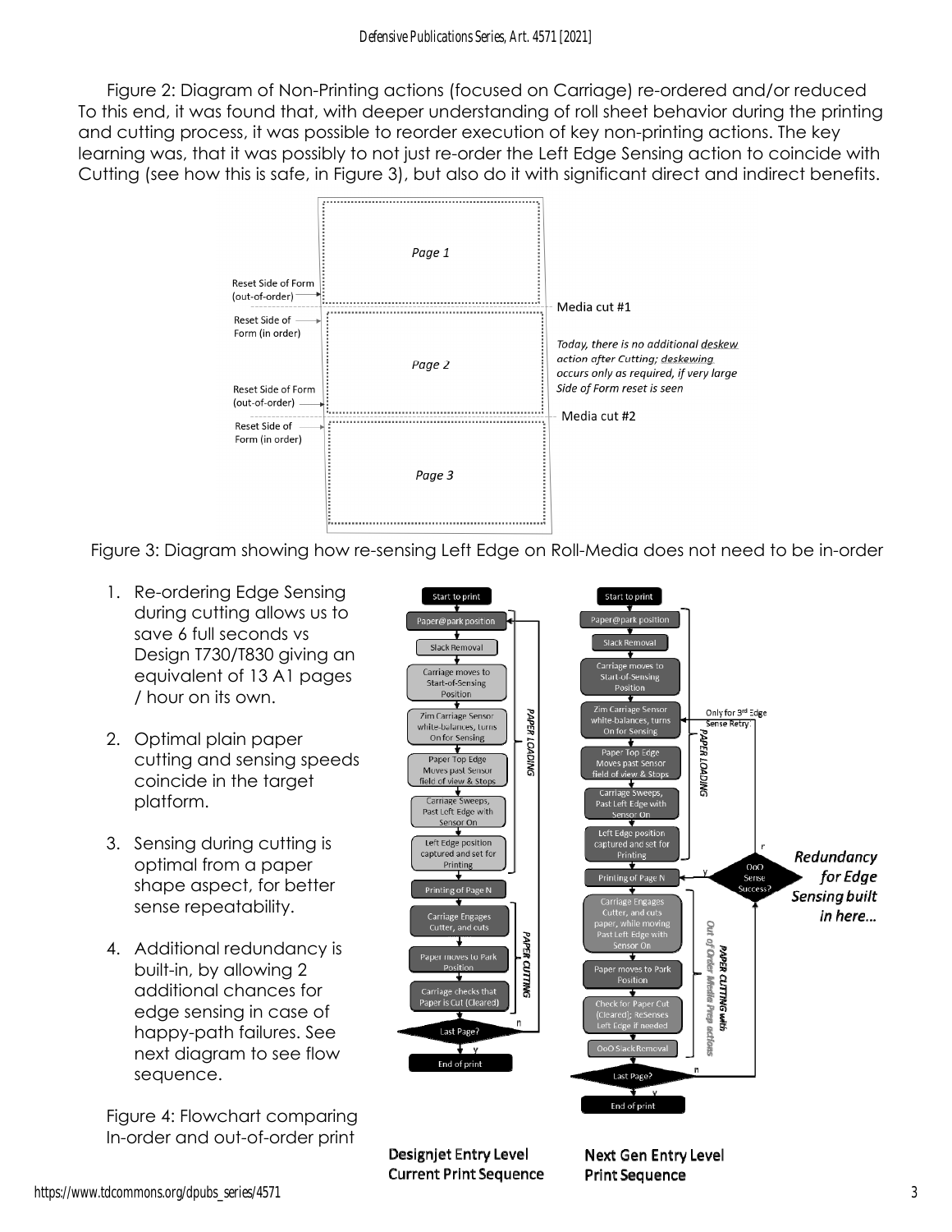Figure 2: Diagram of Non-Printing actions (focused on Carriage) re-ordered and/or reduced

To this end, it was found that, with deeper understanding of roll sheet behavior during the printing and cutting process, it was possible to reorder execution of key non-printing actions. The key learning was, that it was possibly to not just re-order the Left Edge Sensing action to coincide with Cutting (see how this is safe, in Figure 3), but also do it with significant direct and indirect benefits.

Reset Side of Form (out-of-order)

Reset Side of Form (in order)

Reset Side of Form (out-of-order)

Reset Side of Form (in order)

*Page 1*

Media cut #1

*Page 2*

*Today, there is no additional deskew action after Cutting; deskewing occurs only as required, if very large Side of Form reset is seen*

Media cut #2

*Page 3*

Figure 3: Diagram showing how re-sensing Left Edge on Roll-Media does not need to be in-order

1. Re-ordering Edge Sensing during cutting allows us to save 6 full seconds vs Design T730/T830 giving an equivalent of 13 A1 pages / hour on its own.
2. Optimal plain paper cutting and sensing speeds coincide in the target platform.
3. Sensing during cutting is optimal from a paper shape aspect, for better sense repeatability.
4. Additional redundancy is built-in, by allowing 2 additional chances for edge sensing in case of happy-path failures. See next diagram to see flow sequence.

Designjet Entry Level Current Print Sequence

Start to print

Paper@park position

Slack Removal

Carriage moves to Start-of-Sensing Position

Zim Carriage Sensor white-balances, turns On for Sensing

Paper Top Edge Moves past Sensor field of view & Stops

Carriage Sweeps, Past Left Edge with Sensor On

Left Edge position captured and set for Printing

PAPER LOADING

Printing of Page N

Carriage Engages Cutter, and cuts

Paper moves to Park Position

Carriage checks that Paper is Cut (Cleared)

PAPER CUTTING

Last Page?

n

y

End of print

Next Gen Entry Level Print Sequence

Start to print

Paper@park position

Slack Removal

Carriage moves to Start-of-Sensing Position

Zim Carriage Sensor white-balances, turns On for Sensing

Only for 3rd Edge Sense Retry

Paper Top Edge Moves past Sensor field of view & Stops

Carriage Sweeps, Past Left Edge with Sensor On

Left Edge position captured and set for Printing

PAPER LOADING

OoO Sense Success?

y

n

*Redundancy for Edge Sensing built in here…*

Printing of Page N

Carriage Engages Cutter, and cuts paper, while moving Past Left Edge with Sensor On

Paper moves to Park Position

Check for Paper Cut (Cleared); ReSenses Left Edge if needed

OoO Slack Removal

PAPER CUTTING with Out of Order Media Prep actions

Last Page?

n

y

End of print

Figure 4: Flowchart comparing In-order and out-of-order print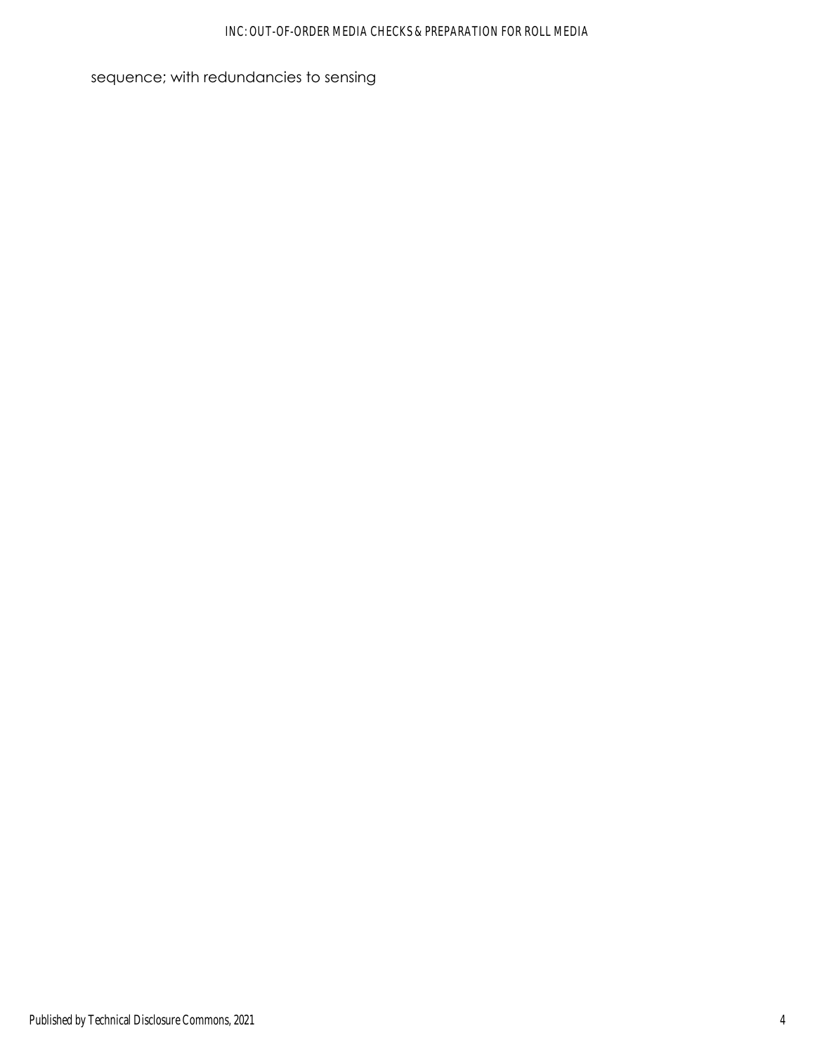sequence; with redundancies to sensing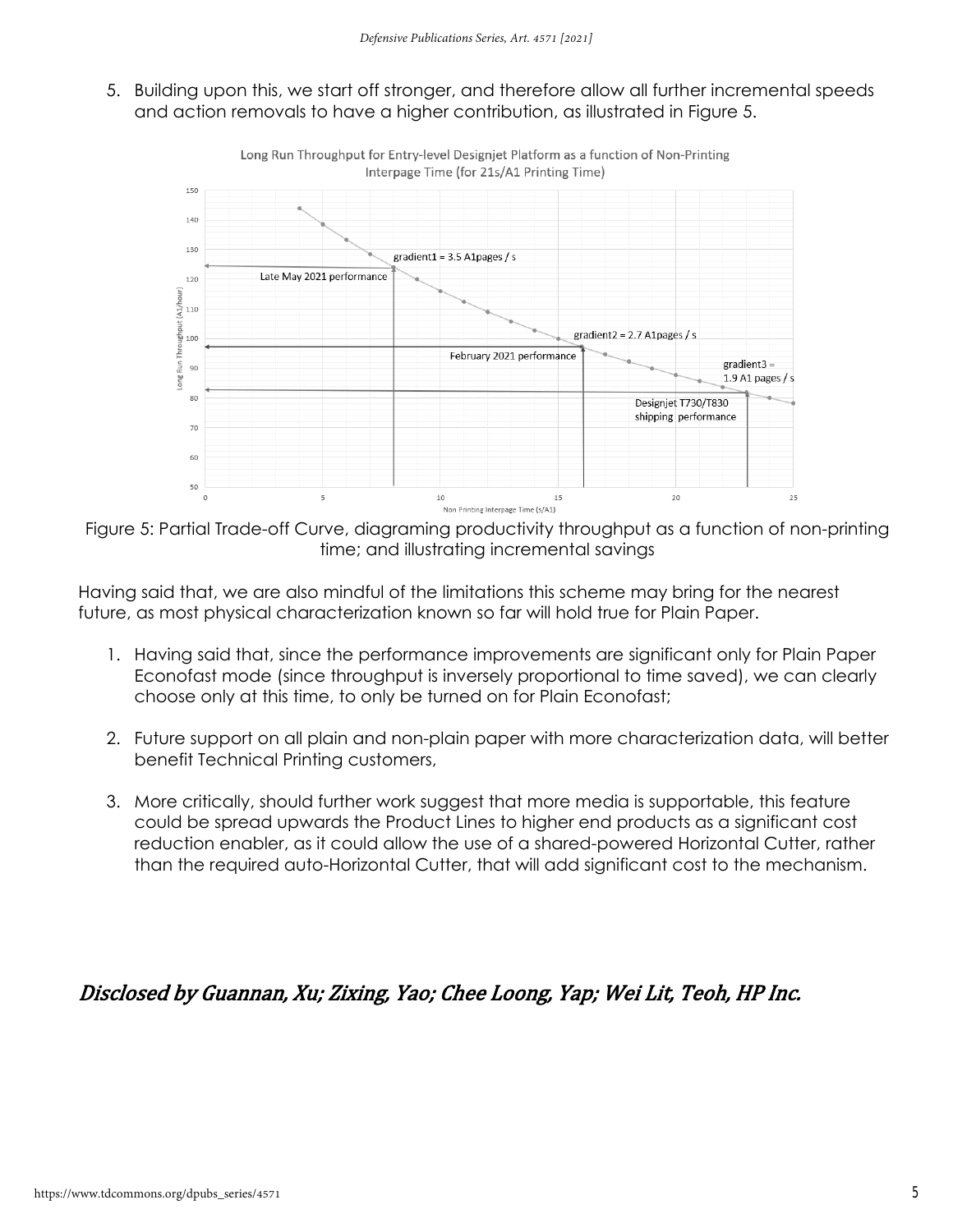5. Building upon this, we start off stronger, and therefore allow all further incremental speeds and action removals to have a higher contribution, as illustrated in Figure 5.

Long Run Throughput for Entry-level Designjet Platform as a function of Non-Printing Interpage Time (for 21s/A1 Printing Time)

Long Run Throughput (A1/hour)

150
140
130
120
110
100
90
80
70
60
50

Non Printing Interpage Time (s/A1)

0
5
10
15
20
25

gradient1 = 3.5 A1pages / s

Late May 2021 performance

gradient2 = 2.7 A1pages / s

February 2021 performance

gradient3 = 1.9 A1 pages / s

Designjet T730/T830 shipping performance

Figure 5: Partial Trade-off Curve, diagraming productivity throughput as a function of non-printing time; and illustrating incremental savings

Having said that, we are also mindful of the limitations this scheme may bring for the nearest future, as most physical characterization known so far will hold true for Plain Paper.

1. Having said that, since the performance improvements are significant only for Plain Paper Econofast mode (since throughput is inversely proportional to time saved), we can clearly choose only at this time, to only be turned on for Plain Econofast;

2. Future support on all plain and non-plain paper with more characterization data, will better benefit Technical Printing customers,

3. More critically, should further work suggest that more media is supportable, this feature could be spread upwards the Product Lines to higher end products as a significant cost reduction enabler, as it could allow the use of a shared-powered Horizontal Cutter, rather than the required auto-Horizontal Cutter, that will add significant cost to the mechanism.

*Disclosed by Guannan, Xu; Zixing, Yao; Chee Loong, Yap; Wei Lit, Teoh, HP Inc.*